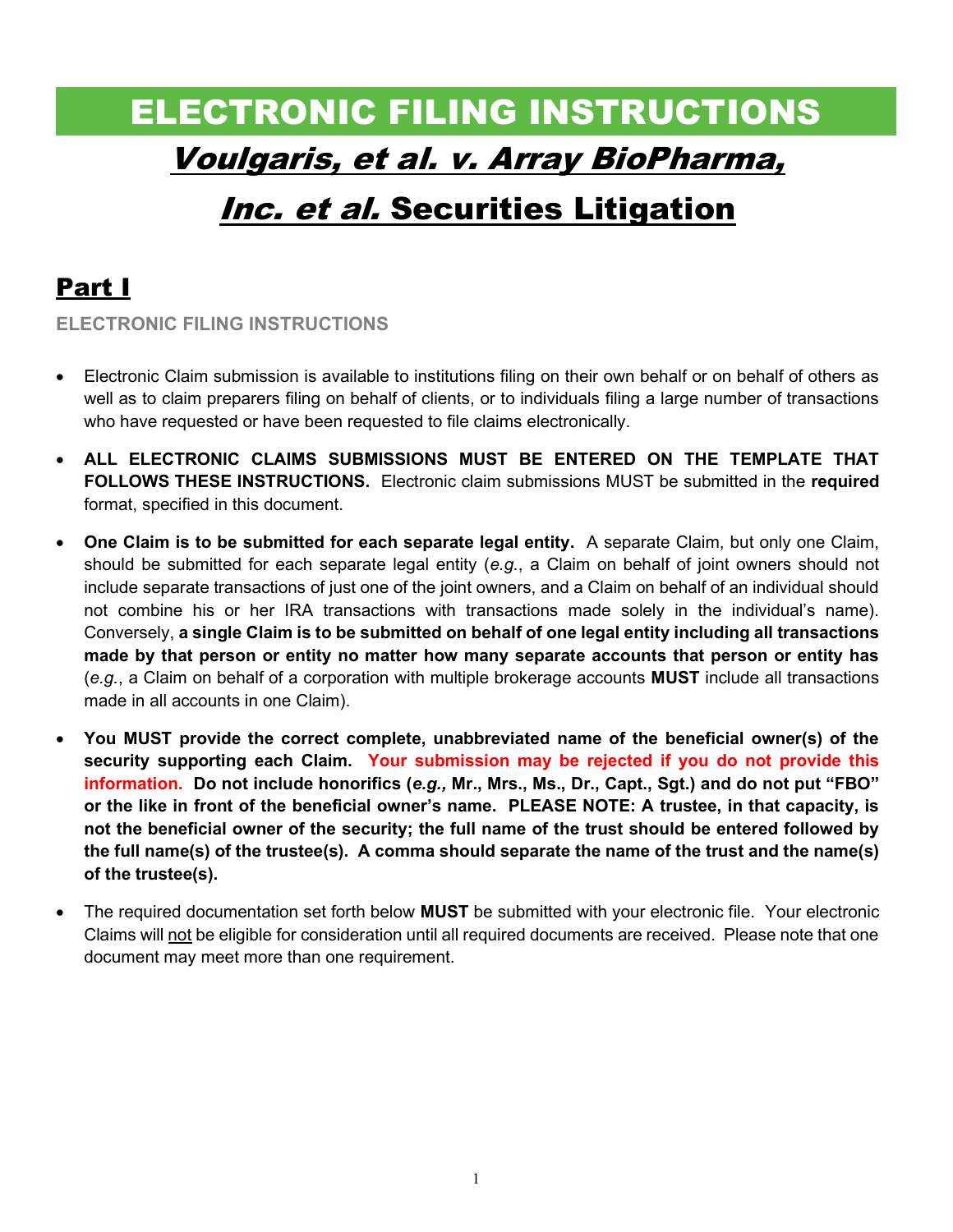# ELECTRONIC FILING INSTRUCTIONS

## *Voulgaris, et al. v. Array BioPharma, Inc. et al.* Securities Litigation

## Part I

### ELECTRONIC FILING INSTRUCTIONS

- Electronic Claim submission is available to institutions filing on their own behalf or on behalf of others as well as to claim preparers filing on behalf of clients, or to individuals filing a large number of transactions who have requested or have been requested to file claims electronically.

- **ALL ELECTRONIC CLAIMS SUBMISSIONS MUST BE ENTERED ON THE TEMPLATE THAT FOLLOWS THESE INSTRUCTIONS.** Electronic claim submissions MUST be submitted in the **required** format, specified in this document.

- **One Claim is to be submitted for each separate legal entity.** A separate Claim, but only one Claim, should be submitted for each separate legal entity (*e.g.*, a Claim on behalf of joint owners should not include separate transactions of just one of the joint owners, and a Claim on behalf of an individual should not combine his or her IRA transactions with transactions made solely in the individual's name). Conversely, **a single Claim is to be submitted on behalf of one legal entity including all transactions made by that person or entity no matter how many separate accounts that person or entity has** (*e.g.*, a Claim on behalf of a corporation with multiple brokerage accounts **MUST** include all transactions made in all accounts in one Claim).

- **You MUST provide the correct complete, unabbreviated name of the beneficial owner(s) of the security supporting each Claim. Your submission may be rejected if you do not provide this information. Do not include honorifics (*e.g.,* Mr., Mrs., Ms., Dr., Capt., Sgt.) and do not put "FBO" or the like in front of the beneficial owner's name. PLEASE NOTE: A trustee, in that capacity, is not the beneficial owner of the security; the full name of the trust should be entered followed by the full name(s) of the trustee(s). A comma should separate the name of the trust and the name(s) of the trustee(s).**

- The required documentation set forth below **MUST** be submitted with your electronic file. Your electronic Claims will not be eligible for consideration until all required documents are received. Please note that one document may meet more than one requirement.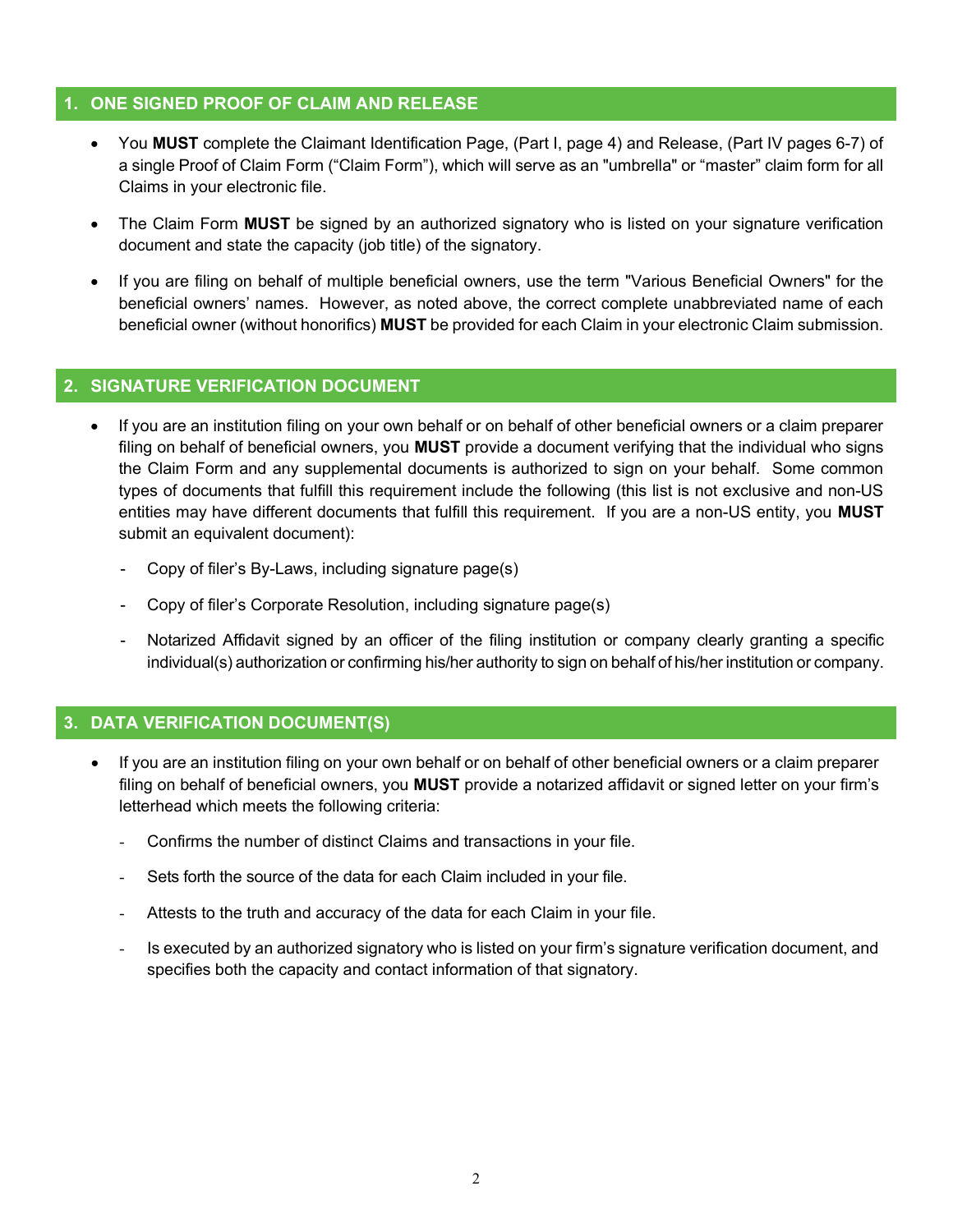## 1. ONE SIGNED PROOF OF CLAIM AND RELEASE

- You **MUST** complete the Claimant Identification Page, (Part I, page 4) and Release, (Part IV pages 6-7) of a single Proof of Claim Form ("Claim Form"), which will serve as an "umbrella" or "master" claim form for all Claims in your electronic file.
- The Claim Form **MUST** be signed by an authorized signatory who is listed on your signature verification document and state the capacity (job title) of the signatory.
- If you are filing on behalf of multiple beneficial owners, use the term "Various Beneficial Owners" for the beneficial owners' names. However, as noted above, the correct complete unabbreviated name of each beneficial owner (without honorifics) **MUST** be provided for each Claim in your electronic Claim submission.

## 2. SIGNATURE VERIFICATION DOCUMENT

- If you are an institution filing on your own behalf or on behalf of other beneficial owners or a claim preparer filing on behalf of beneficial owners, you **MUST** provide a document verifying that the individual who signs the Claim Form and any supplemental documents is authorized to sign on your behalf. Some common types of documents that fulfill this requirement include the following (this list is not exclusive and non-US entities may have different documents that fulfill this requirement. If you are a non-US entity, you **MUST** submit an equivalent document):
  - Copy of filer's By-Laws, including signature page(s)
  - Copy of filer's Corporate Resolution, including signature page(s)
  - Notarized Affidavit signed by an officer of the filing institution or company clearly granting a specific individual(s) authorization or confirming his/her authority to sign on behalf of his/her institution or company.

## 3. DATA VERIFICATION DOCUMENT(S)

- If you are an institution filing on your own behalf or on behalf of other beneficial owners or a claim preparer filing on behalf of beneficial owners, you **MUST** provide a notarized affidavit or signed letter on your firm's letterhead which meets the following criteria:
  - Confirms the number of distinct Claims and transactions in your file.
  - Sets forth the source of the data for each Claim included in your file.
  - Attests to the truth and accuracy of the data for each Claim in your file.
  - Is executed by an authorized signatory who is listed on your firm's signature verification document, and specifies both the capacity and contact information of that signatory.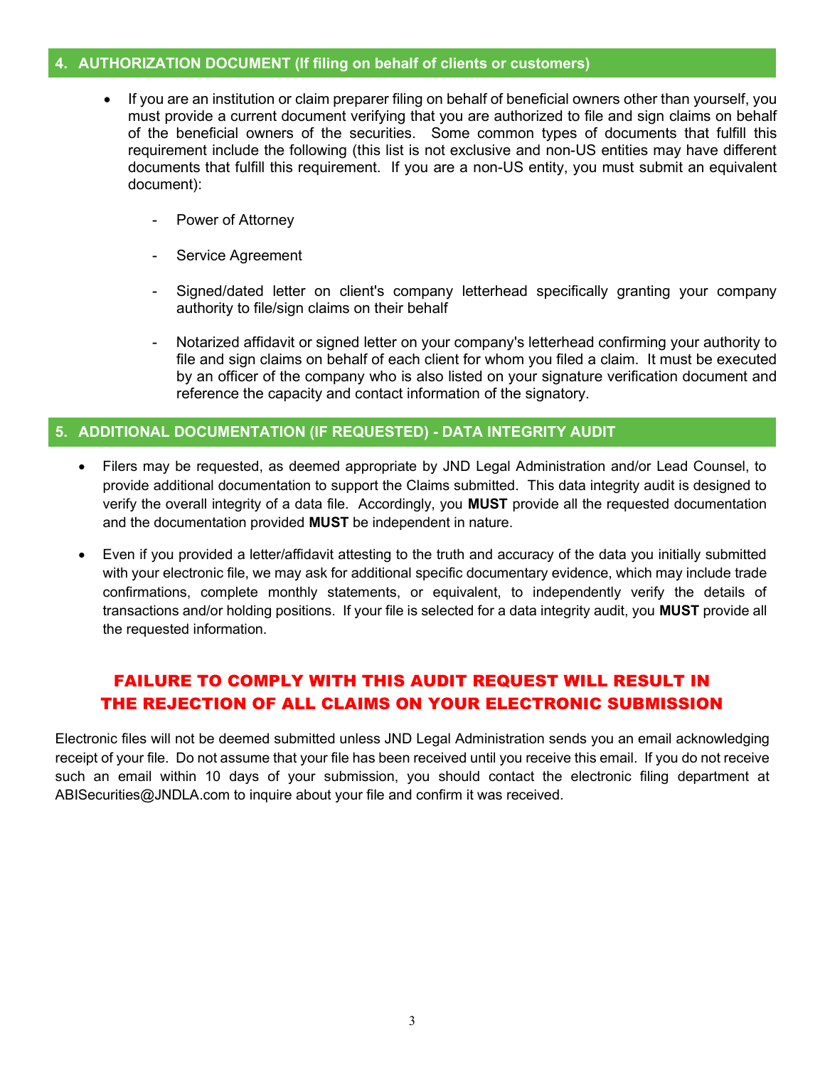## 4. AUTHORIZATION DOCUMENT (If filing on behalf of clients or customers)

- If you are an institution or claim preparer filing on behalf of beneficial owners other than yourself, you must provide a current document verifying that you are authorized to file and sign claims on behalf of the beneficial owners of the securities. Some common types of documents that fulfill this requirement include the following (this list is not exclusive and non-US entities may have different documents that fulfill this requirement. If you are a non-US entity, you must submit an equivalent document):

  - Power of Attorney

  - Service Agreement

  - Signed/dated letter on client's company letterhead specifically granting your company authority to file/sign claims on their behalf

  - Notarized affidavit or signed letter on your company's letterhead confirming your authority to file and sign claims on behalf of each client for whom you filed a claim. It must be executed by an officer of the company who is also listed on your signature verification document and reference the capacity and contact information of the signatory.

## 5. ADDITIONAL DOCUMENTATION (IF REQUESTED) - DATA INTEGRITY AUDIT

- Filers may be requested, as deemed appropriate by JND Legal Administration and/or Lead Counsel, to provide additional documentation to support the Claims submitted. This data integrity audit is designed to verify the overall integrity of a data file. Accordingly, you **MUST** provide all the requested documentation and the documentation provided **MUST** be independent in nature.

- Even if you provided a letter/affidavit attesting to the truth and accuracy of the data you initially submitted with your electronic file, we may ask for additional specific documentary evidence, which may include trade confirmations, complete monthly statements, or equivalent, to independently verify the details of transactions and/or holding positions. If your file is selected for a data integrity audit, you **MUST** provide all the requested information.

**FAILURE TO COMPLY WITH THIS AUDIT REQUEST WILL RESULT IN THE REJECTION OF ALL CLAIMS ON YOUR ELECTRONIC SUBMISSION**

Electronic files will not be deemed submitted unless JND Legal Administration sends you an email acknowledging receipt of your file. Do not assume that your file has been received until you receive this email. If you do not receive such an email within 10 days of your submission, you should contact the electronic filing department at ABISecurities@JNDLA.com to inquire about your file and confirm it was received.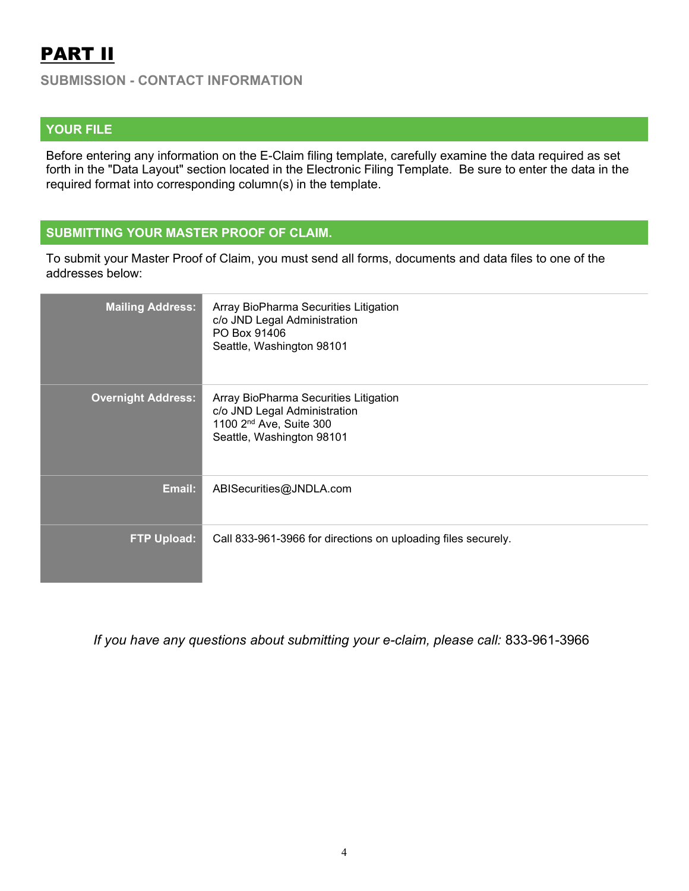# PART II

## SUBMISSION - CONTACT INFORMATION

### YOUR FILE

Before entering any information on the E-Claim filing template, carefully examine the data required as set forth in the "Data Layout" section located in the Electronic Filing Template. Be sure to enter the data in the required format into corresponding column(s) in the template.

### SUBMITTING YOUR MASTER PROOF OF CLAIM.

To submit your Master Proof of Claim, you must send all forms, documents and data files to one of the addresses below:

| | |
|---|---|
| **Mailing Address:** | Array BioPharma Securities Litigation<br>c/o JND Legal Administration<br>PO Box 91406<br>Seattle, Washington 98101 |
| **Overnight Address:** | Array BioPharma Securities Litigation<br>c/o JND Legal Administration<br>1100 2nd Ave, Suite 300<br>Seattle, Washington 98101 |
| **Email:** | ABISecurities@JNDLA.com |
| **FTP Upload:** | Call 833-961-3966 for directions on uploading files securely. |

*If you have any questions about submitting your e-claim, please call:* 833-961-3966